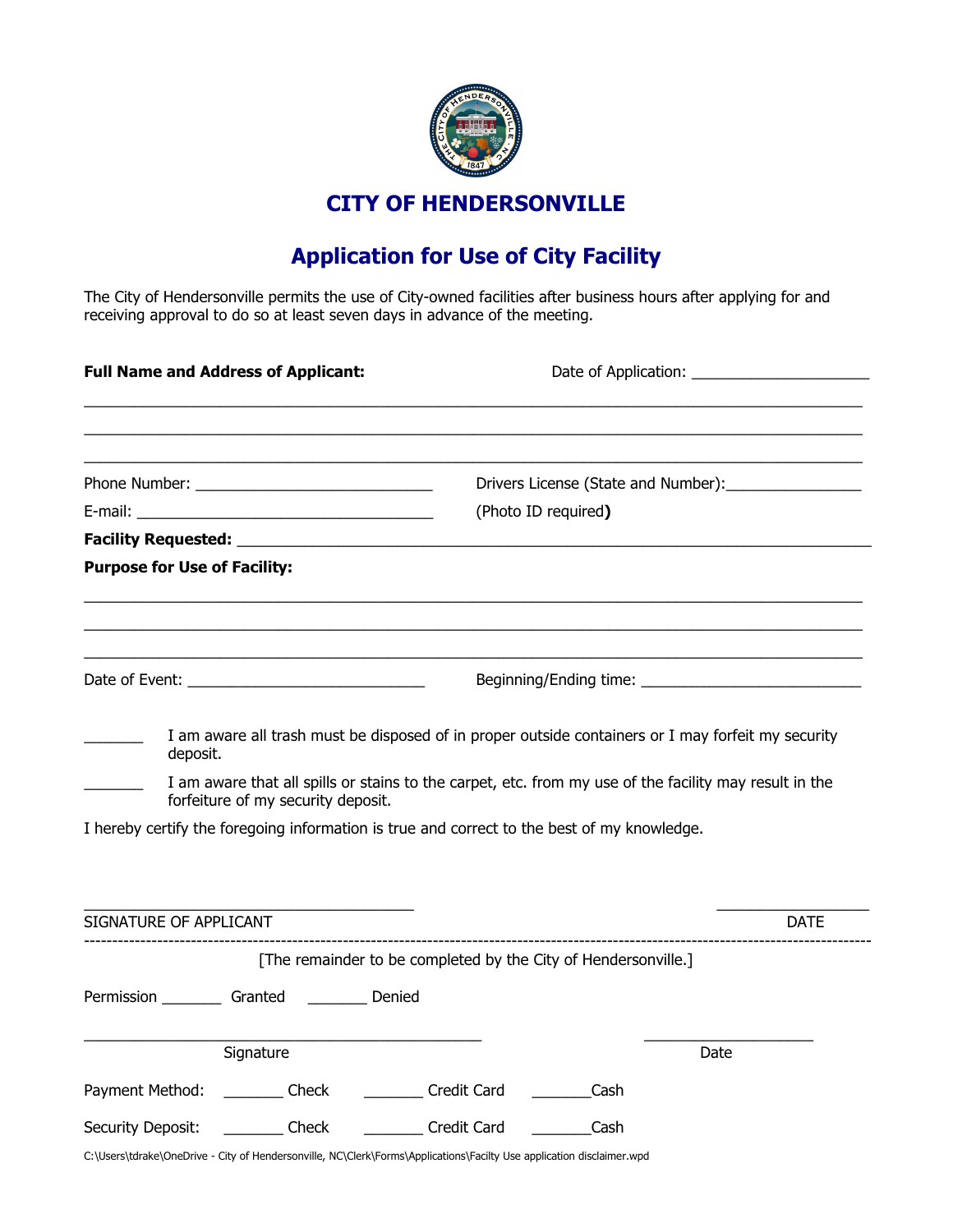# CITY OF HENDERSONVILLE

## Application for Use of City Facility

The City of Hendersonville permits the use of City-owned facilities after business hours after applying for and receiving approval to do so at least seven days in advance of the meeting.

**Full Name and Address of Applicant:** Date of Application: ____________________

_______________________________________________________________________________

_______________________________________________________________________________

_______________________________________________________________________________

Phone Number: ___________________________ Drivers License (State and Number):_______________

E-mail: _________________________________ (Photo ID required**)**

**Facility Requested:** _______________________________________________________________

**Purpose for Use of Facility:**

_______________________________________________________________________________

_______________________________________________________________________________

_______________________________________________________________________________

Date of Event: ___________________________ Beginning/Ending time: ________________________

_______ I am aware all trash must be disposed of in proper outside containers or I may forfeit my security deposit.

_______ I am aware that all spills or stains to the carpet, etc. from my use of the facility may result in the forfeiture of my security deposit.

I hereby certify the foregoing information is true and correct to the best of my knowledge.

_____________________________________ _________________

SIGNATURE OF APPLICANT DATE

---

[The remainder to be completed by the City of Hendersonville.]

Permission _______ Granted _______ Denied

_____________________________________________ ____________________

Signature Date

Payment Method: _______ Check _______ Credit Card _______Cash

Security Deposit: _______ Check _______ Credit Card _______Cash

C:\Users\tdrake\OneDrive - City of Hendersonville, NC\Clerk\Forms\Applications\Facilty Use application disclaimer.wpd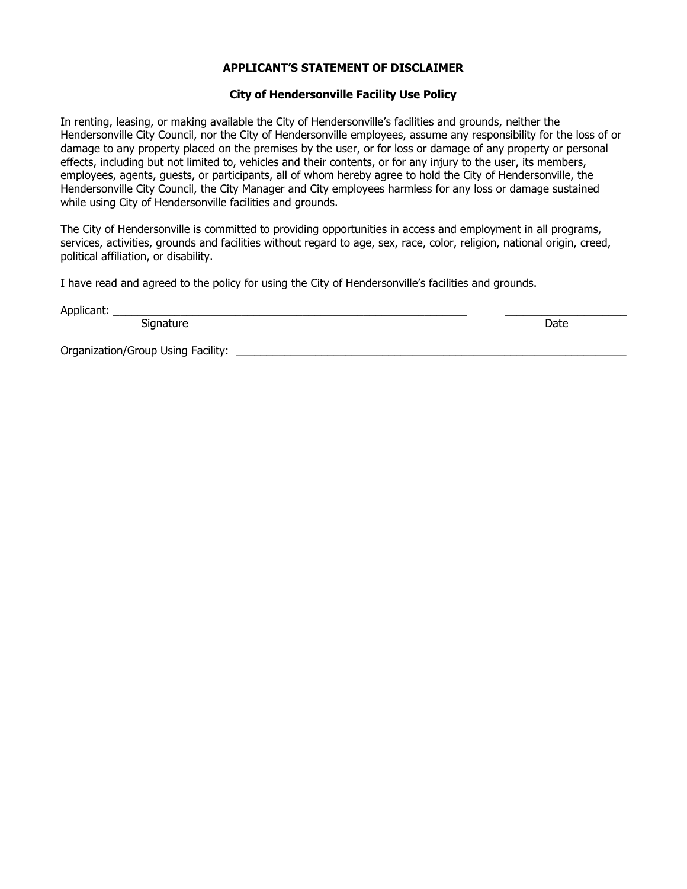**APPLICANT'S STATEMENT OF DISCLAIMER**

**City of Hendersonville Facility Use Policy**

In renting, leasing, or making available the City of Hendersonville's facilities and grounds, neither the Hendersonville City Council, nor the City of Hendersonville employees, assume any responsibility for the loss of or damage to any property placed on the premises by the user, or for loss or damage of any property or personal effects, including but not limited to, vehicles and their contents, or for any injury to the user, its members, employees, agents, guests, or participants, all of whom hereby agree to hold the City of Hendersonville, the Hendersonville City Council, the City Manager and City employees harmless for any loss or damage sustained while using City of Hendersonville facilities and grounds.

The City of Hendersonville is committed to providing opportunities in access and employment in all programs, services, activities, grounds and facilities without regard to age, sex, race, color, religion, national origin, creed, political affiliation, or disability.

I have read and agreed to the policy for using the City of Hendersonville's facilities and grounds.

Applicant: ______________________________________________________________ ____________________
Signature Date

Organization/Group Using Facility: __________________________________________________________________